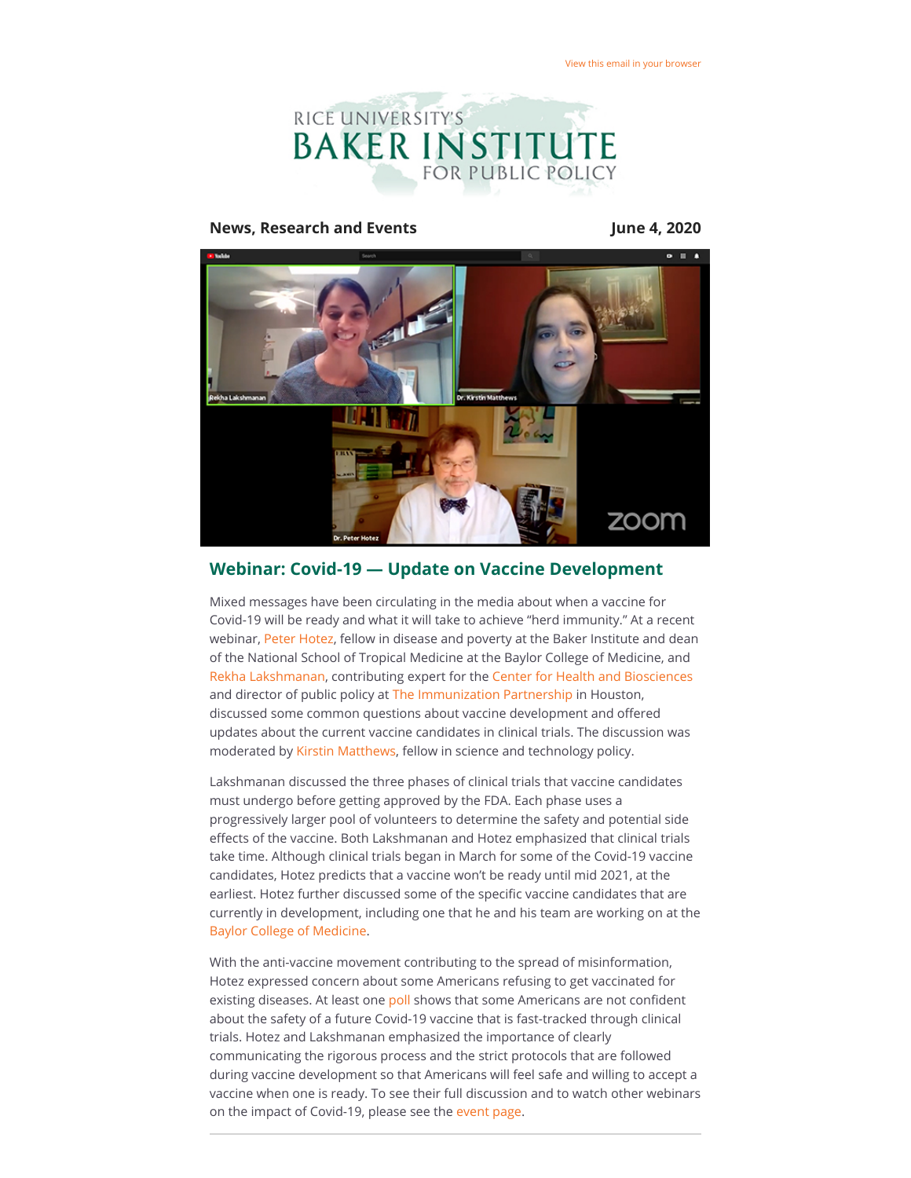View this email in your browser

RICE UNIVERSITY'S BAKER INSTITUTE FOR PUBLIC POLICY

**News, Research and Events** **June 4, 2020**

## Webinar: Covid-19 — Update on Vaccine Development

Mixed messages have been circulating in the media about when a vaccine for Covid-19 will be ready and what it will take to achieve "herd immunity." At a recent webinar, Peter Hotez, fellow in disease and poverty at the Baker Institute and dean of the National School of Tropical Medicine at the Baylor College of Medicine, and Rekha Lakshmanan, contributing expert for the Center for Health and Biosciences and director of public policy at The Immunization Partnership in Houston, discussed some common questions about vaccine development and offered updates about the current vaccine candidates in clinical trials. The discussion was moderated by Kirstin Matthews, fellow in science and technology policy.

Lakshmanan discussed the three phases of clinical trials that vaccine candidates must undergo before getting approved by the FDA. Each phase uses a progressively larger pool of volunteers to determine the safety and potential side effects of the vaccine. Both Lakshmanan and Hotez emphasized that clinical trials take time. Although clinical trials began in March for some of the Covid-19 vaccine candidates, Hotez predicts that a vaccine won't be ready until mid 2021, at the earliest. Hotez further discussed some of the specific vaccine candidates that are currently in development, including one that he and his team are working on at the Baylor College of Medicine.

With the anti-vaccine movement contributing to the spread of misinformation, Hotez expressed concern about some Americans refusing to get vaccinated for existing diseases. At least one poll shows that some Americans are not confident about the safety of a future Covid-19 vaccine that is fast-tracked through clinical trials. Hotez and Lakshmanan emphasized the importance of clearly communicating the rigorous process and the strict protocols that are followed during vaccine development so that Americans will feel safe and willing to accept a vaccine when one is ready. To see their full discussion and to watch other webinars on the impact of Covid-19, please see the event page.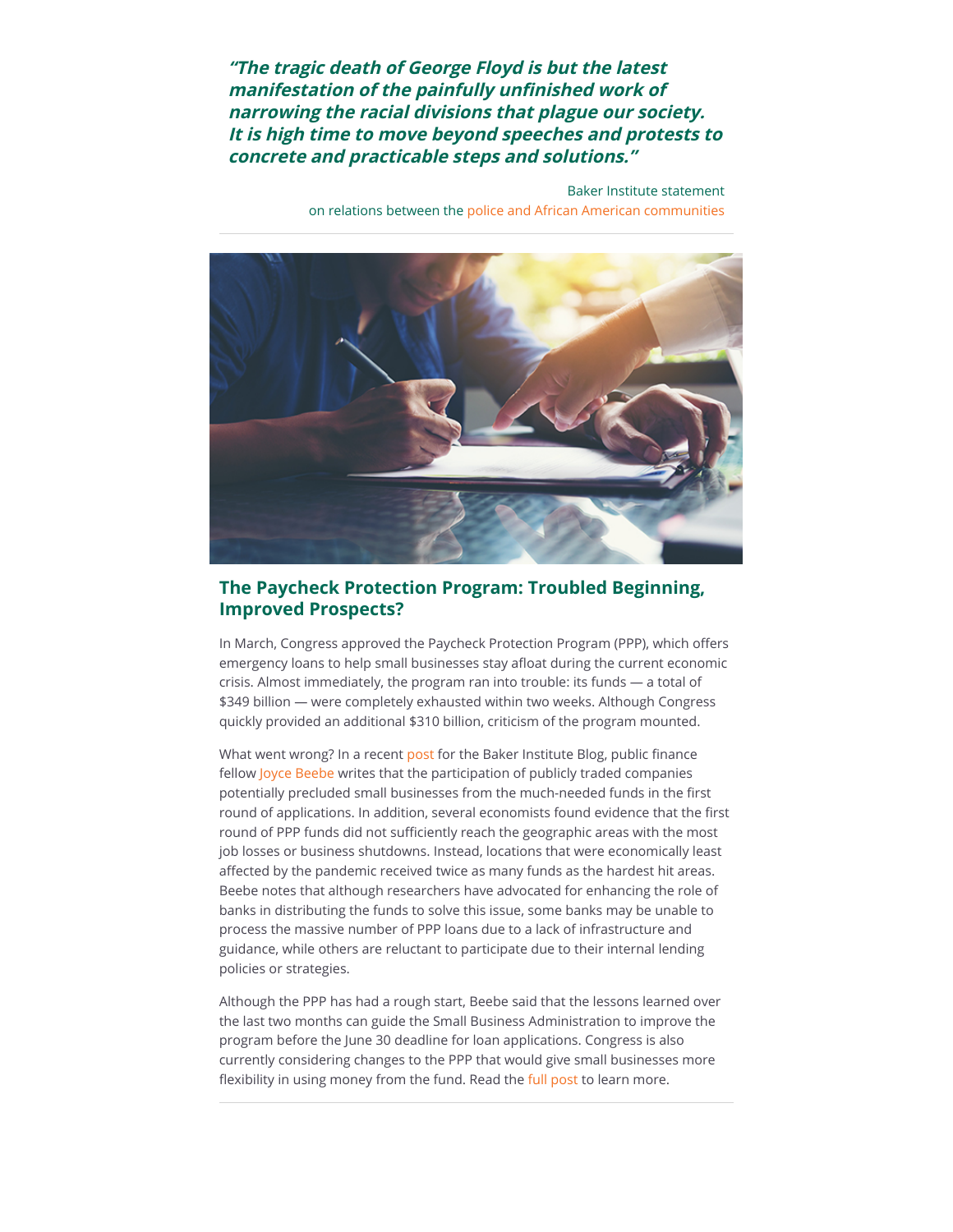***"The tragic death of George Floyd is but the latest manifestation of the painfully unfinished work of narrowing the racial divisions that plague our society. It is high time to move beyond speeches and protests to concrete and practicable steps and solutions."***

Baker Institute statement
on relations between the police and African American communities

---

## The Paycheck Protection Program: Troubled Beginning, Improved Prospects?

In March, Congress approved the Paycheck Protection Program (PPP), which offers emergency loans to help small businesses stay afloat during the current economic crisis. Almost immediately, the program ran into trouble: its funds — a total of $349 billion — were completely exhausted within two weeks. Although Congress quickly provided an additional $310 billion, criticism of the program mounted.

What went wrong? In a recent post for the Baker Institute Blog, public finance fellow Joyce Beebe writes that the participation of publicly traded companies potentially precluded small businesses from the much-needed funds in the first round of applications. In addition, several economists found evidence that the first round of PPP funds did not sufficiently reach the geographic areas with the most job losses or business shutdowns. Instead, locations that were economically least affected by the pandemic received twice as many funds as the hardest hit areas. Beebe notes that although researchers have advocated for enhancing the role of banks in distributing the funds to solve this issue, some banks may be unable to process the massive number of PPP loans due to a lack of infrastructure and guidance, while others are reluctant to participate due to their internal lending policies or strategies.

Although the PPP has had a rough start, Beebe said that the lessons learned over the last two months can guide the Small Business Administration to improve the program before the June 30 deadline for loan applications. Congress is also currently considering changes to the PPP that would give small businesses more flexibility in using money from the fund. Read the full post to learn more.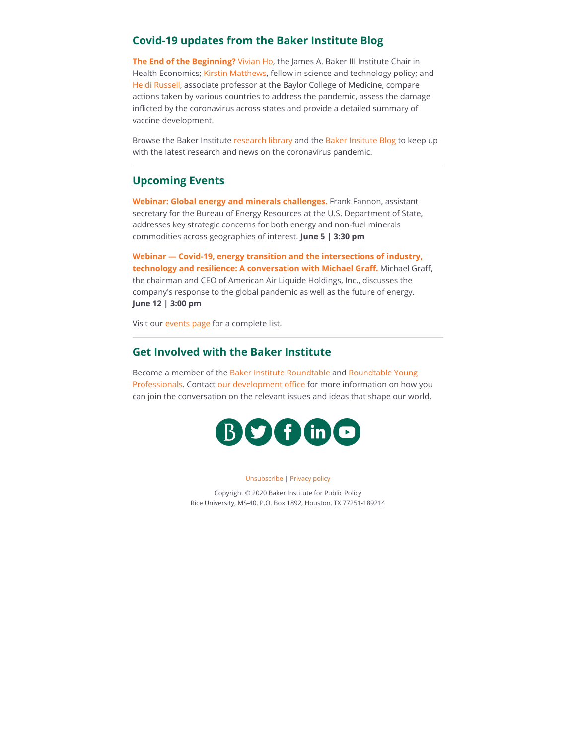## Covid-19 updates from the Baker Institute Blog

**The End of the Beginning?** Vivian Ho, the James A. Baker III Institute Chair in Health Economics; Kirstin Matthews, fellow in science and technology policy; and Heidi Russell, associate professor at the Baylor College of Medicine, compare actions taken by various countries to address the pandemic, assess the damage inflicted by the coronavirus across states and provide a detailed summary of vaccine development.

Browse the Baker Institute research library and the Baker Insitute Blog to keep up with the latest research and news on the coronavirus pandemic.

---

## Upcoming Events

**Webinar: Global energy and minerals challenges.** Frank Fannon, assistant secretary for the Bureau of Energy Resources at the U.S. Department of State, addresses key strategic concerns for both energy and non-fuel minerals commodities across geographies of interest. **June 5 | 3:30 pm**

**Webinar — Covid-19, energy transition and the intersections of industry, technology and resilience: A conversation with Michael Graff.** Michael Graff, the chairman and CEO of American Air Liquide Holdings, Inc., discusses the company's response to the global pandemic as well as the future of energy. **June 12 | 3:00 pm**

Visit our events page for a complete list.

---

## Get Involved with the Baker Institute

Become a member of the Baker Institute Roundtable and Roundtable Young Professionals. Contact our development office for more information on how you can join the conversation on the relevant issues and ideas that shape our world.

Unsubscribe | Privacy policy

Copyright © 2020 Baker Institute for Public Policy
Rice University, MS-40, P.O. Box 1892, Houston, TX 77251-189214